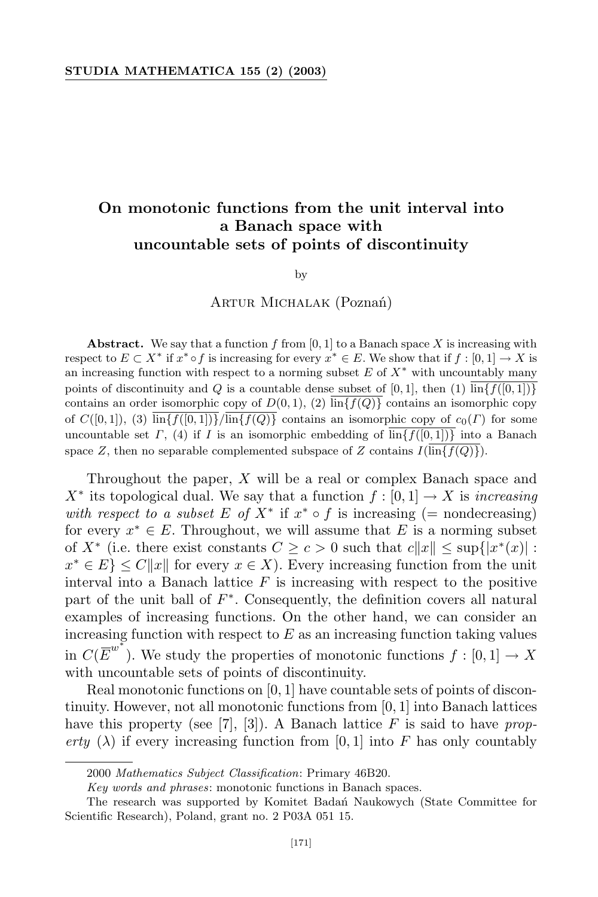# On monotonic functions from the unit interval into a Banach space with uncountable sets of points of discontinuity

by

Artur Michalak (Poznań)

**Abstract.** We say that a function $f$ from $[0,1]$ to a Banach space $X$ is increasing with respect to $E \subset X^*$ if $x^* \circ f$ is increasing for every $x^* \in E$. We show that if $f : [0,1] \to X$ is an increasing function with respect to a norming subset $E$ of $X^*$ with uncountably many points of discontinuity and $Q$ is a countable dense subset of $[0,1]$, then (1) $\overline{\mathrm{lin}\{f([0,1])\}}$ contains an order isomorphic copy of $D(0,1)$, (2) $\overline{\mathrm{lin}\{f(Q)\}}$ contains an isomorphic copy of $C([0,1])$, (3) $\overline{\mathrm{lin}\{f([0,1])\}}/\overline{\mathrm{lin}\{f(Q)\}}$ contains an isomorphic copy of $c_0(\Gamma)$ for some uncountable set $\Gamma$, (4) if $I$ is an isomorphic embedding of $\overline{\mathrm{lin}\{f([0,1])\}}$ into a Banach space $Z$, then no separable complemented subspace of $Z$ contains $I(\overline{\mathrm{lin}\{f(Q)\}})$.

Throughout the paper, $X$ will be a real or complex Banach space and $X^*$ its topological dual. We say that a function $f : [0,1] \to X$ is *increasing with respect to a subset $E$ of $X^*$* if $x^* \circ f$ is increasing (= nondecreasing) for every $x^* \in E$. Throughout, we will assume that $E$ is a norming subset of $X^*$ (i.e. there exist constants $C \geq c > 0$ such that $c\|x\| \leq \sup\{|x^*(x)| : x^* \in E\} \leq C\|x\|$ for every $x \in X$). Every increasing function from the unit interval into a Banach lattice $F$ is increasing with respect to the positive part of the unit ball of $F^*$. Consequently, the definition covers all natural examples of increasing functions. On the other hand, we can consider an increasing function with respect to $E$ as an increasing function taking values in $C(\overline{E}^{w^*})$. We study the properties of monotonic functions $f : [0,1] \to X$ with uncountable sets of points of discontinuity.

Real monotonic functions on $[0,1]$ have countable sets of points of discontinuity. However, not all monotonic functions from $[0,1]$ into Banach lattices have this property (see [7], [3]). A Banach lattice $F$ is said to have *property* $(\lambda)$ if every increasing function from $[0,1]$ into $F$ has only countably

---

2000 *Mathematics Subject Classification*: Primary 46B20.

*Key words and phrases*: monotonic functions in Banach spaces.

The research was supported by Komitet Badań Naukowych (State Committee for Scientific Research), Poland, grant no. 2 P03A 051 15.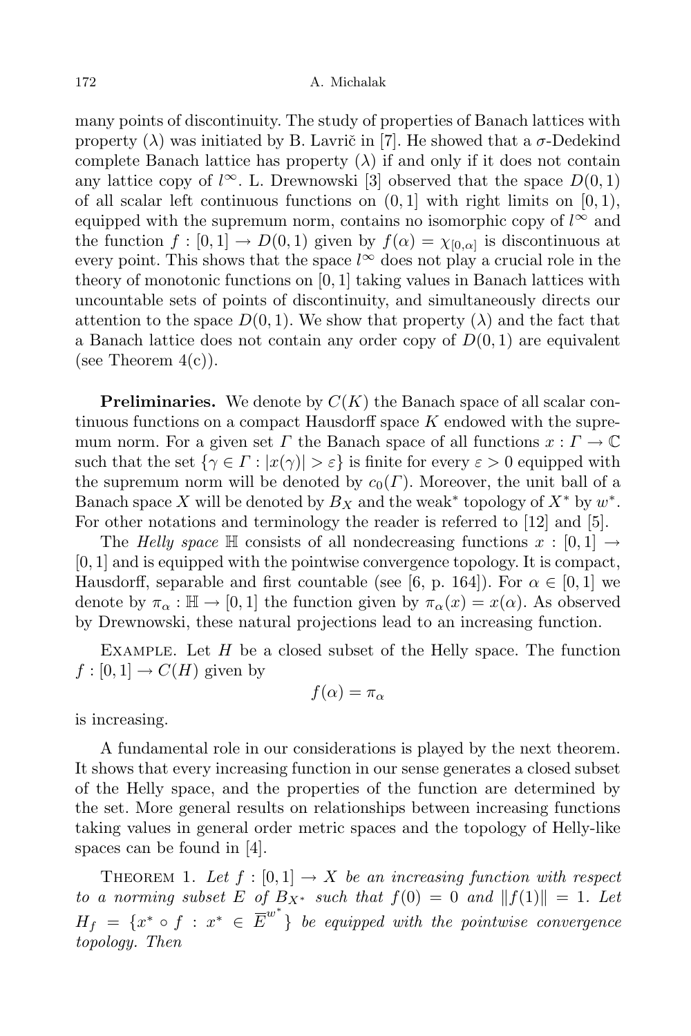many points of discontinuity. The study of properties of Banach lattices with property ($\lambda$) was initiated by B. Lavrič in [7]. He showed that a $\sigma$-Dedekind complete Banach lattice has property ($\lambda$) if and only if it does not contain any lattice copy of $l^\infty$. L. Drewnowski [3] observed that the space $D(0,1)$ of all scalar left continuous functions on $(0,1]$ with right limits on $[0,1)$, equipped with the supremum norm, contains no isomorphic copy of $l^\infty$ and the function $f:[0,1]\to D(0,1)$ given by $f(\alpha)=\chi_{[0,\alpha]}$ is discontinuous at every point. This shows that the space $l^\infty$ does not play a crucial role in the theory of monotonic functions on $[0,1]$ taking values in Banach lattices with uncountable sets of points of discontinuity, and simultaneously directs our attention to the space $D(0,1)$. We show that property ($\lambda$) and the fact that a Banach lattice does not contain any order copy of $D(0,1)$ are equivalent (see Theorem 4(c)).

**Preliminaries.** We denote by $C(K)$ the Banach space of all scalar continuous functions on a compact Hausdorff space $K$ endowed with the supremum norm. For a given set $\Gamma$ the Banach space of all functions $x:\Gamma\to\mathbb{C}$ such that the set $\{\gamma\in\Gamma:|x(\gamma)|>\varepsilon\}$ is finite for every $\varepsilon>0$ equipped with the supremum norm will be denoted by $c_0(\Gamma)$. Moreover, the unit ball of a Banach space $X$ will be denoted by $B_X$ and the weak* topology of $X^*$ by $w^*$. For other notations and terminology the reader is referred to [12] and [5].

The *Helly space* $\mathbb{H}$ consists of all nondecreasing functions $x:[0,1]\to[0,1]$ and is equipped with the pointwise convergence topology. It is compact, Hausdorff, separable and first countable (see [6, p. 164]). For $\alpha\in[0,1]$ we denote by $\pi_\alpha:\mathbb{H}\to[0,1]$ the function given by $\pi_\alpha(x)=x(\alpha)$. As observed by Drewnowski, these natural projections lead to an increasing function.

Example. Let $H$ be a closed subset of the Helly space. The function $f:[0,1]\to C(H)$ given by

$$f(\alpha)=\pi_\alpha$$

is increasing.

A fundamental role in our considerations is played by the next theorem. It shows that every increasing function in our sense generates a closed subset of the Helly space, and the properties of the function are determined by the set. More general results on relationships between increasing functions taking values in general order metric spaces and the topology of Helly-like spaces can be found in [4].

Theorem 1. *Let $f:[0,1]\to X$ be an increasing function with respect to a norming subset $E$ of $B_{X^*}$ such that $f(0)=0$ and $\|f(1)\|=1$. Let $H_f=\{x^*\circ f: x^*\in\overline{E}^{w^*}\}$ be equipped with the pointwise convergence topology. Then*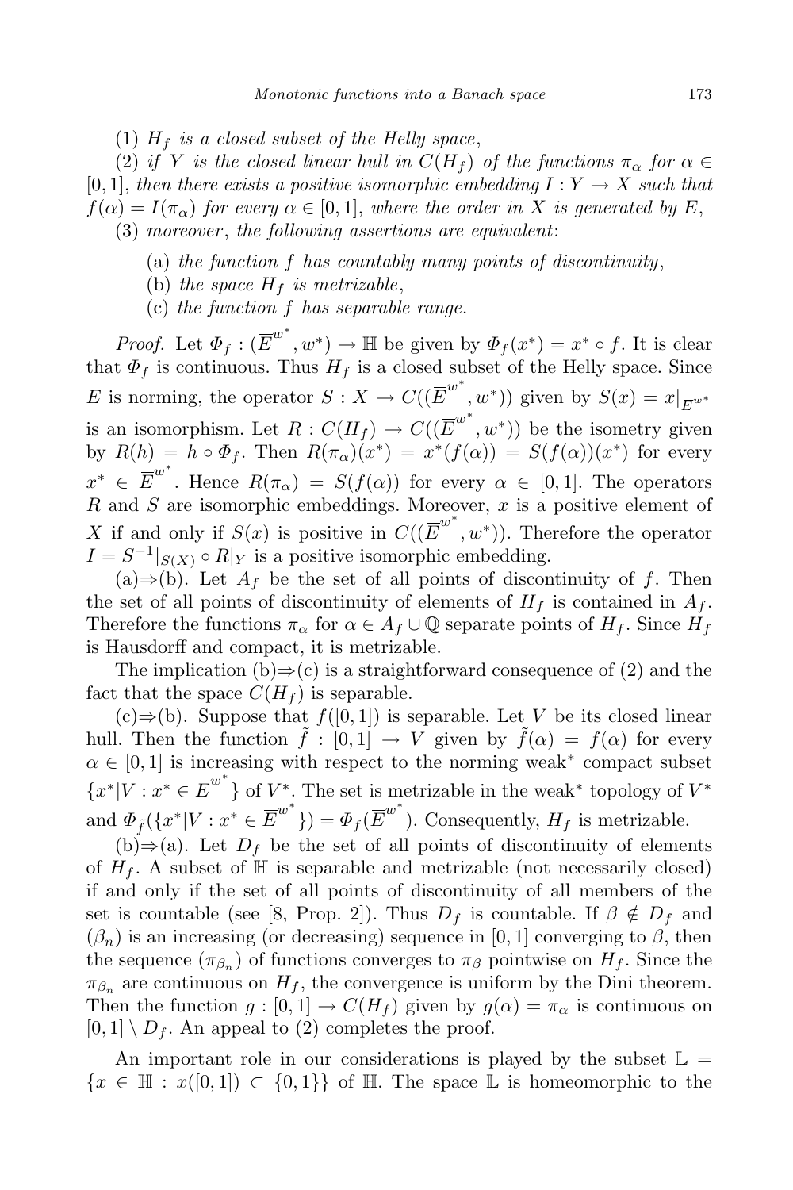(1) *$H_f$ is a closed subset of the Helly space*,

(2) *if $Y$ is the closed linear hull in $C(H_f)$ of the functions $\pi_\alpha$ for $\alpha \in [0,1]$, then there exists a positive isomorphic embedding $I : Y \to X$ such that $f(\alpha) = I(\pi_\alpha)$ for every $\alpha \in [0,1]$, where the order in $X$ is generated by $E$*,

(3) *moreover*, *the following assertions are equivalent*:

(a) *the function $f$ has countably many points of discontinuity*,

(b) *the space $H_f$ is metrizable*,

(c) *the function $f$ has separable range.*

*Proof.* Let $\Phi_f : (\overline{E}^{w^*}, w^*) \to \mathbb{H}$ be given by $\Phi_f(x^*) = x^* \circ f$. It is clear that $\Phi_f$ is continuous. Thus $H_f$ is a closed subset of the Helly space. Since $E$ is norming, the operator $S : X \to C((\overline{E}^{w^*}, w^*))$ given by $S(x) = x|_{\overline{E}^{w^*}}$ is an isomorphism. Let $R : C(H_f) \to C((\overline{E}^{w^*}, w^*))$ be the isometry given by $R(h) = h \circ \Phi_f$. Then $R(\pi_\alpha)(x^*) = x^*(f(\alpha)) = S(f(\alpha))(x^*)$ for every $x^* \in \overline{E}^{w^*}$. Hence $R(\pi_\alpha) = S(f(\alpha))$ for every $\alpha \in [0,1]$. The operators $R$ and $S$ are isomorphic embeddings. Moreover, $x$ is a positive element of $X$ if and only if $S(x)$ is positive in $C((\overline{E}^{w^*}, w^*))$. Therefore the operator $I = S^{-1}|_{S(X)} \circ R|_Y$ is a positive isomorphic embedding.

(a)$\Rightarrow$(b). Let $A_f$ be the set of all points of discontinuity of $f$. Then the set of all points of discontinuity of elements of $H_f$ is contained in $A_f$. Therefore the functions $\pi_\alpha$ for $\alpha \in A_f \cup \mathbb{Q}$ separate points of $H_f$. Since $H_f$ is Hausdorff and compact, it is metrizable.

The implication (b)$\Rightarrow$(c) is a straightforward consequence of (2) and the fact that the space $C(H_f)$ is separable.

(c)$\Rightarrow$(b). Suppose that $f([0,1])$ is separable. Let $V$ be its closed linear hull. Then the function $\tilde{f} : [0,1] \to V$ given by $\tilde{f}(\alpha) = f(\alpha)$ for every $\alpha \in [0,1]$ is increasing with respect to the norming weak$^*$ compact subset $\{x^*|V : x^* \in \overline{E}^{w^*}\}$ of $V^*$. The set is metrizable in the weak$^*$ topology of $V^*$ and $\Phi_{\tilde{f}}(\{x^*|V : x^* \in \overline{E}^{w^*}\}) = \Phi_f(\overline{E}^{w^*})$. Consequently, $H_f$ is metrizable.

(b)$\Rightarrow$(a). Let $D_f$ be the set of all points of discontinuity of elements of $H_f$. A subset of $\mathbb{H}$ is separable and metrizable (not necessarily closed) if and only if the set of all points of discontinuity of all members of the set is countable (see [8, Prop. 2]). Thus $D_f$ is countable. If $\beta \notin D_f$ and $(\beta_n)$ is an increasing (or decreasing) sequence in $[0,1]$ converging to $\beta$, then the sequence $(\pi_{\beta_n})$ of functions converges to $\pi_\beta$ pointwise on $H_f$. Since the $\pi_{\beta_n}$ are continuous on $H_f$, the convergence is uniform by the Dini theorem. Then the function $g : [0,1] \to C(H_f)$ given by $g(\alpha) = \pi_\alpha$ is continuous on $[0,1] \setminus D_f$. An appeal to (2) completes the proof.

An important role in our considerations is played by the subset $\mathbb{L} = \{x \in \mathbb{H} : x([0,1]) \subset \{0,1\}\}$ of $\mathbb{H}$. The space $\mathbb{L}$ is homeomorphic to the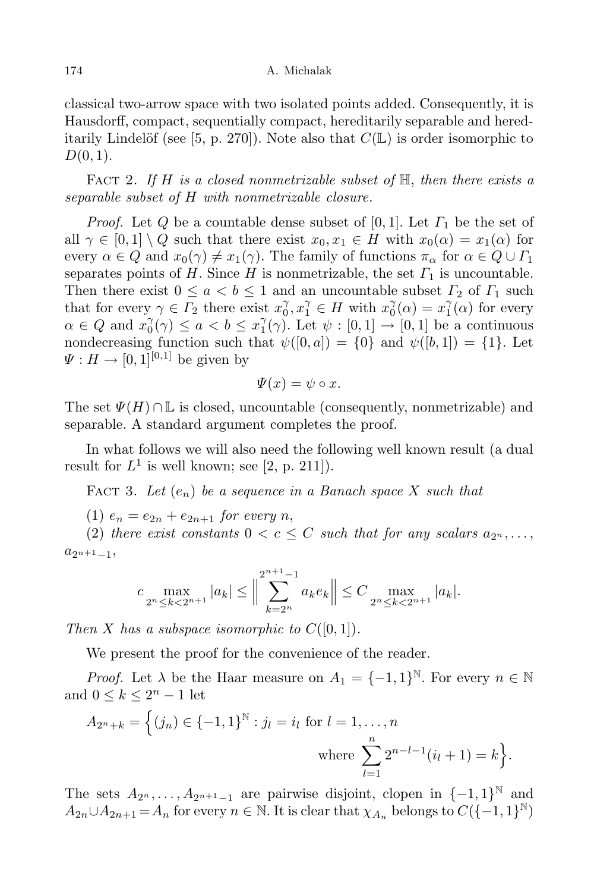classical two-arrow space with two isolated points added. Consequently, it is Hausdorff, compact, sequentially compact, hereditarily separable and hereditarily Lindelöf (see [5, p. 270]). Note also that $C(\mathbb{L})$ is order isomorphic to $D(0,1)$.

Fact 2. *If $H$ is a closed nonmetrizable subset of $\mathbb{H}$, then there exists a separable subset of $H$ with nonmetrizable closure.*

*Proof.* Let $Q$ be a countable dense subset of $[0,1]$. Let $\Gamma_1$ be the set of all $\gamma \in [0,1] \setminus Q$ such that there exist $x_0, x_1 \in H$ with $x_0(\alpha) = x_1(\alpha)$ for every $\alpha \in Q$ and $x_0(\gamma) \neq x_1(\gamma)$. The family of functions $\pi_\alpha$ for $\alpha \in Q \cup \Gamma_1$ separates points of $H$. Since $H$ is nonmetrizable, the set $\Gamma_1$ is uncountable. Then there exist $0 \leq a < b \leq 1$ and an uncountable subset $\Gamma_2$ of $\Gamma_1$ such that for every $\gamma \in \Gamma_2$ there exist $x_0^\gamma, x_1^\gamma \in H$ with $x_0^\gamma(\alpha) = x_1^\gamma(\alpha)$ for every $\alpha \in Q$ and $x_0^\gamma(\gamma) \leq a < b \leq x_1^\gamma(\gamma)$. Let $\psi : [0,1] \to [0,1]$ be a continuous nondecreasing function such that $\psi([0,a]) = \{0\}$ and $\psi([b,1]) = \{1\}$. Let $\Psi : H \to [0,1]^{[0,1]}$ be given by

$$\Psi(x) = \psi \circ x.$$

The set $\Psi(H) \cap \mathbb{L}$ is closed, uncountable (consequently, nonmetrizable) and separable. A standard argument completes the proof.

In what follows we will also need the following well known result (a dual result for $L^1$ is well known; see [2, p. 211]).

Fact 3. *Let $(e_n)$ be a sequence in a Banach space $X$ such that*

(1) *$e_n = e_{2n} + e_{2n+1}$ for every $n$,*

(2) *there exist constants $0 < c \leq C$ such that for any scalars $a_{2^n}, \ldots, a_{2^{n+1}-1}$,*

$$c \max_{2^n \leq k < 2^{n+1}} |a_k| \leq \Big\| \sum_{k=2^n}^{2^{n+1}-1} a_k e_k \Big\| \leq C \max_{2^n \leq k < 2^{n+1}} |a_k|.$$

*Then $X$ has a subspace isomorphic to $C([0,1])$.*

We present the proof for the convenience of the reader.

*Proof.* Let $\lambda$ be the Haar measure on $A_1 = \{-1,1\}^{\mathbb{N}}$. For every $n \in \mathbb{N}$ and $0 \leq k \leq 2^n - 1$ let

$$A_{2^n+k} = \Big\{ (j_n) \in \{-1,1\}^{\mathbb{N}} : j_l = i_l \text{ for } l = 1, \ldots, n \quad \text{where } \sum_{l=1}^{n} 2^{n-l-1}(i_l + 1) = k \Big\}.$$

The sets $A_{2^n}, \ldots, A_{2^{n+1}-1}$ are pairwise disjoint, clopen in $\{-1,1\}^{\mathbb{N}}$ and $A_{2n} \cup A_{2n+1} = A_n$ for every $n \in \mathbb{N}$. It is clear that $\chi_{A_n}$ belongs to $C(\{-1,1\}^{\mathbb{N}})$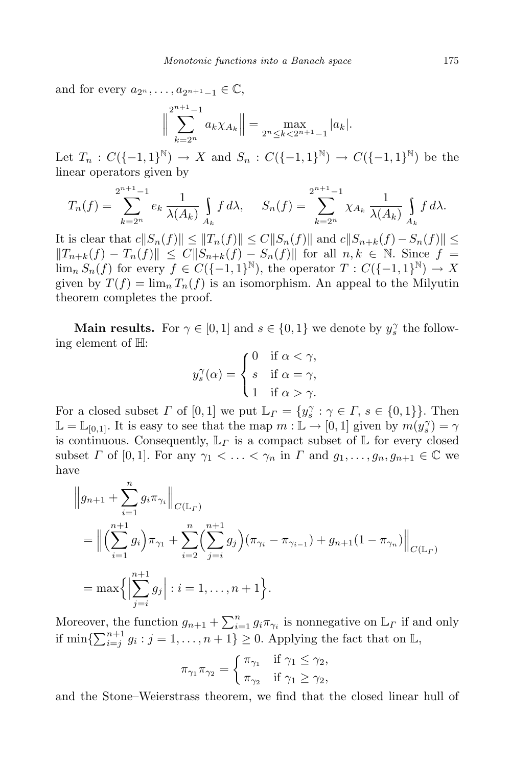and for every $a_{2^n}, \ldots, a_{2^{n+1}-1} \in \mathbb{C}$,

$$\Big\| \sum_{k=2^n}^{2^{n+1}-1} a_k \chi_{A_k} \Big\| = \max_{2^n \le k < 2^{n+1}-1} |a_k|.$$

Let $T_n : C(\{-1,1\}^{\mathbb{N}}) \to X$ and $S_n : C(\{-1,1\}^{\mathbb{N}}) \to C(\{-1,1\}^{\mathbb{N}})$ be the linear operators given by

$$T_n(f) = \sum_{k=2^n}^{2^{n+1}-1} e_k \, \frac{1}{\lambda(A_k)} \int_{A_k} f \, d\lambda, \qquad S_n(f) = \sum_{k=2^n}^{2^{n+1}-1} \chi_{A_k} \, \frac{1}{\lambda(A_k)} \int_{A_k} f \, d\lambda.$$

It is clear that $c\|S_n(f)\| \le \|T_n(f)\| \le C\|S_n(f)\|$ and $c\|S_{n+k}(f) - S_n(f)\| \le \|T_{n+k}(f) - T_n(f)\| \le C\|S_{n+k}(f) - S_n(f)\|$ for all $n, k \in \mathbb{N}$. Since $f = \lim_n S_n(f)$ for every $f \in C(\{-1,1\}^{\mathbb{N}})$, the operator $T : C(\{-1,1\}^{\mathbb{N}}) \to X$ given by $T(f) = \lim_n T_n(f)$ is an isomorphism. An appeal to the Milyutin theorem completes the proof.

**Main results.** For $\gamma \in [0,1]$ and $s \in \{0,1\}$ we denote by $y_s^\gamma$ the following element of $\mathbb{H}$:

$$y_s^\gamma(\alpha) = \begin{cases} 0 & \text{if } \alpha < \gamma, \\ s & \text{if } \alpha = \gamma, \\ 1 & \text{if } \alpha > \gamma. \end{cases}$$

For a closed subset $\Gamma$ of $[0,1]$ we put $\mathbb{L}_\Gamma = \{y_s^\gamma : \gamma \in \Gamma, \, s \in \{0,1\}\}$. Then $\mathbb{L} = \mathbb{L}_{[0,1]}$. It is easy to see that the map $m : \mathbb{L} \to [0,1]$ given by $m(y_s^\gamma) = \gamma$ is continuous. Consequently, $\mathbb{L}_\Gamma$ is a compact subset of $\mathbb{L}$ for every closed subset $\Gamma$ of $[0,1]$. For any $\gamma_1 < \ldots < \gamma_n$ in $\Gamma$ and $g_1, \ldots, g_n, g_{n+1} \in \mathbb{C}$ we have

$$\begin{aligned}
&\Big\| g_{n+1} + \sum_{i=1}^n g_i \pi_{\gamma_i} \Big\|_{C(\mathbb{L}_\Gamma)} \\
&= \Big\| \Big( \sum_{i=1}^{n+1} g_i \Big) \pi_{\gamma_1} + \sum_{i=2}^n \Big( \sum_{j=i}^{n+1} g_j \Big) (\pi_{\gamma_i} - \pi_{\gamma_{i-1}}) + g_{n+1}(1 - \pi_{\gamma_n}) \Big\|_{C(\mathbb{L}_\Gamma)} \\
&= \max \Big\{ \Big| \sum_{j=i}^{n+1} g_j \Big| : i = 1, \ldots, n+1 \Big\}.
\end{aligned}$$

Moreover, the function $g_{n+1} + \sum_{i=1}^n g_i \pi_{\gamma_i}$ is nonnegative on $\mathbb{L}_\Gamma$ if and only if $\min\{\sum_{i=j}^{n+1} g_i : j = 1, \ldots, n+1\} \ge 0$. Applying the fact that on $\mathbb{L}$,

$$\pi_{\gamma_1} \pi_{\gamma_2} = \begin{cases} \pi_{\gamma_1} & \text{if } \gamma_1 \le \gamma_2, \\ \pi_{\gamma_2} & \text{if } \gamma_1 \ge \gamma_2, \end{cases}$$

and the Stone–Weierstrass theorem, we find that the closed linear hull of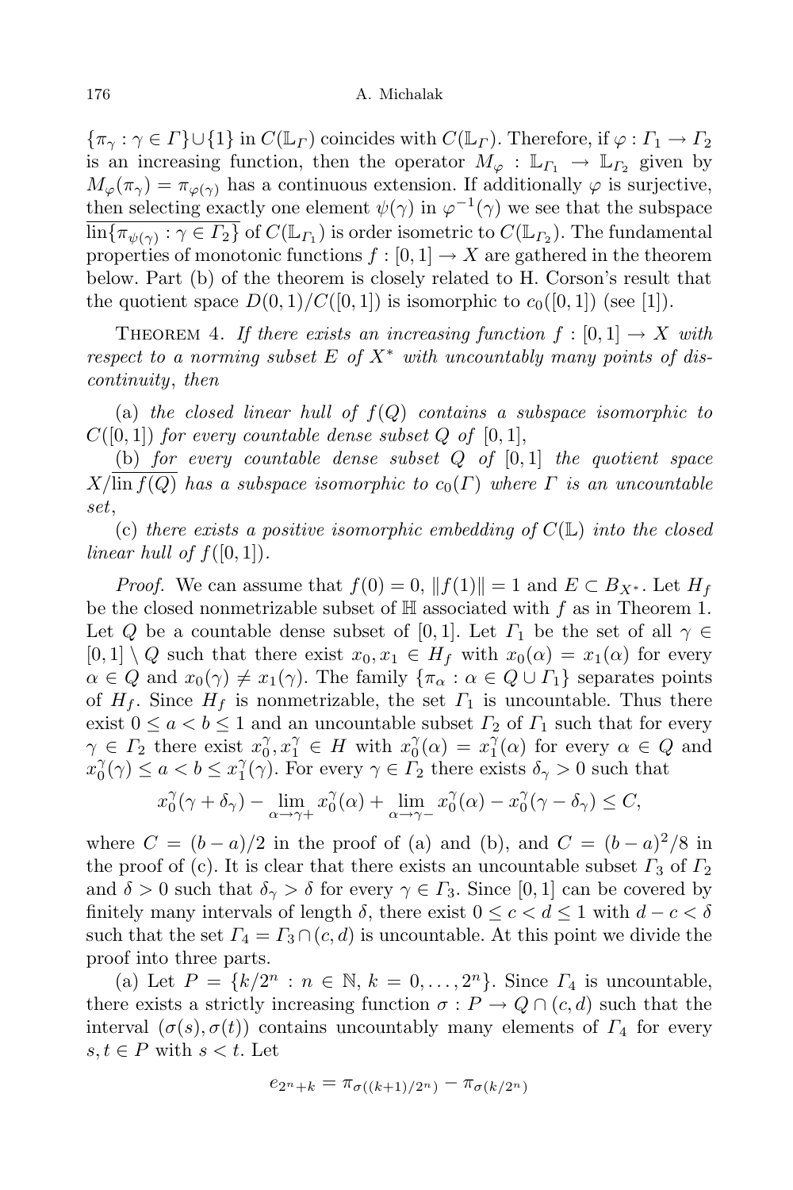$\{\pi_\gamma : \gamma \in \Gamma\} \cup \{1\}$ in $C(\mathbb{L}_\Gamma)$ coincides with $C(\mathbb{L}_\Gamma)$. Therefore, if $\varphi : \Gamma_1 \to \Gamma_2$ is an increasing function, then the operator $M_\varphi : \mathbb{L}_{\Gamma_1} \to \mathbb{L}_{\Gamma_2}$ given by $M_\varphi(\pi_\gamma) = \pi_{\varphi(\gamma)}$ has a continuous extension. If additionally $\varphi$ is surjective, then selecting exactly one element $\psi(\gamma)$ in $\varphi^{-1}(\gamma)$ we see that the subspace $\overline{\mathrm{lin}\{\pi_{\psi(\gamma)} : \gamma \in \Gamma_2\}}$ of $C(\mathbb{L}_{\Gamma_1})$ is order isometric to $C(\mathbb{L}_{\Gamma_2})$. The fundamental properties of monotonic functions $f : [0,1] \to X$ are gathered in the theorem below. Part (b) of the theorem is closely related to H. Corson's result that the quotient space $D(0,1)/C([0,1])$ is isomorphic to $c_0([0,1])$ (see [1]).

Theorem 4. *If there exists an increasing function $f : [0,1] \to X$ with respect to a norming subset $E$ of $X^*$ with uncountably many points of discontinuity*, *then*

(a) *the closed linear hull of $f(Q)$ contains a subspace isomorphic to $C([0,1])$ for every countable dense subset $Q$ of $[0,1]$*,

(b) *for every countable dense subset $Q$ of $[0,1]$ the quotient space $X/\overline{\mathrm{lin}\, f(Q)}$ has a subspace isomorphic to $c_0(\Gamma)$ where $\Gamma$ is an uncountable set*,

(c) *there exists a positive isomorphic embedding of $C(\mathbb{L})$ into the closed linear hull of $f([0,1])$.*

*Proof.* We can assume that $f(0) = 0$, $\|f(1)\| = 1$ and $E \subset B_{X^*}$. Let $H_f$ be the closed nonmetrizable subset of $\mathbb{H}$ associated with $f$ as in Theorem 1. Let $Q$ be a countable dense subset of $[0,1]$. Let $\Gamma_1$ be the set of all $\gamma \in [0,1] \setminus Q$ such that there exist $x_0, x_1 \in H_f$ with $x_0(\alpha) = x_1(\alpha)$ for every $\alpha \in Q$ and $x_0(\gamma) \neq x_1(\gamma)$. The family $\{\pi_\alpha : \alpha \in Q \cup \Gamma_1\}$ separates points of $H_f$. Since $H_f$ is nonmetrizable, the set $\Gamma_1$ is uncountable. Thus there exist $0 \le a < b \le 1$ and an uncountable subset $\Gamma_2$ of $\Gamma_1$ such that for every $\gamma \in \Gamma_2$ there exist $x_0^\gamma, x_1^\gamma \in H$ with $x_0^\gamma(\alpha) = x_1^\gamma(\alpha)$ for every $\alpha \in Q$ and $x_0^\gamma(\gamma) \le a < b \le x_1^\gamma(\gamma)$. For every $\gamma \in \Gamma_2$ there exists $\delta_\gamma > 0$ such that

$$x_0^\gamma(\gamma + \delta_\gamma) - \lim_{\alpha \to \gamma+} x_0^\gamma(\alpha) + \lim_{\alpha \to \gamma-} x_0^\gamma(\alpha) - x_0^\gamma(\gamma - \delta_\gamma) \le C,$$

where $C = (b-a)/2$ in the proof of (a) and (b), and $C = (b-a)^2/8$ in the proof of (c). It is clear that there exists an uncountable subset $\Gamma_3$ of $\Gamma_2$ and $\delta > 0$ such that $\delta_\gamma > \delta$ for every $\gamma \in \Gamma_3$. Since $[0,1]$ can be covered by finitely many intervals of length $\delta$, there exist $0 \le c < d \le 1$ with $d - c < \delta$ such that the set $\Gamma_4 = \Gamma_3 \cap (c,d)$ is uncountable. At this point we divide the proof into three parts.

(a) Let $P = \{k/2^n : n \in \mathbb{N},\ k = 0, \ldots, 2^n\}$. Since $\Gamma_4$ is uncountable, there exists a strictly increasing function $\sigma : P \to Q \cap (c,d)$ such that the interval $(\sigma(s), \sigma(t))$ contains uncountably many elements of $\Gamma_4$ for every $s, t \in P$ with $s < t$. Let

$$e_{2^n + k} = \pi_{\sigma((k+1)/2^n)} - \pi_{\sigma(k/2^n)}$$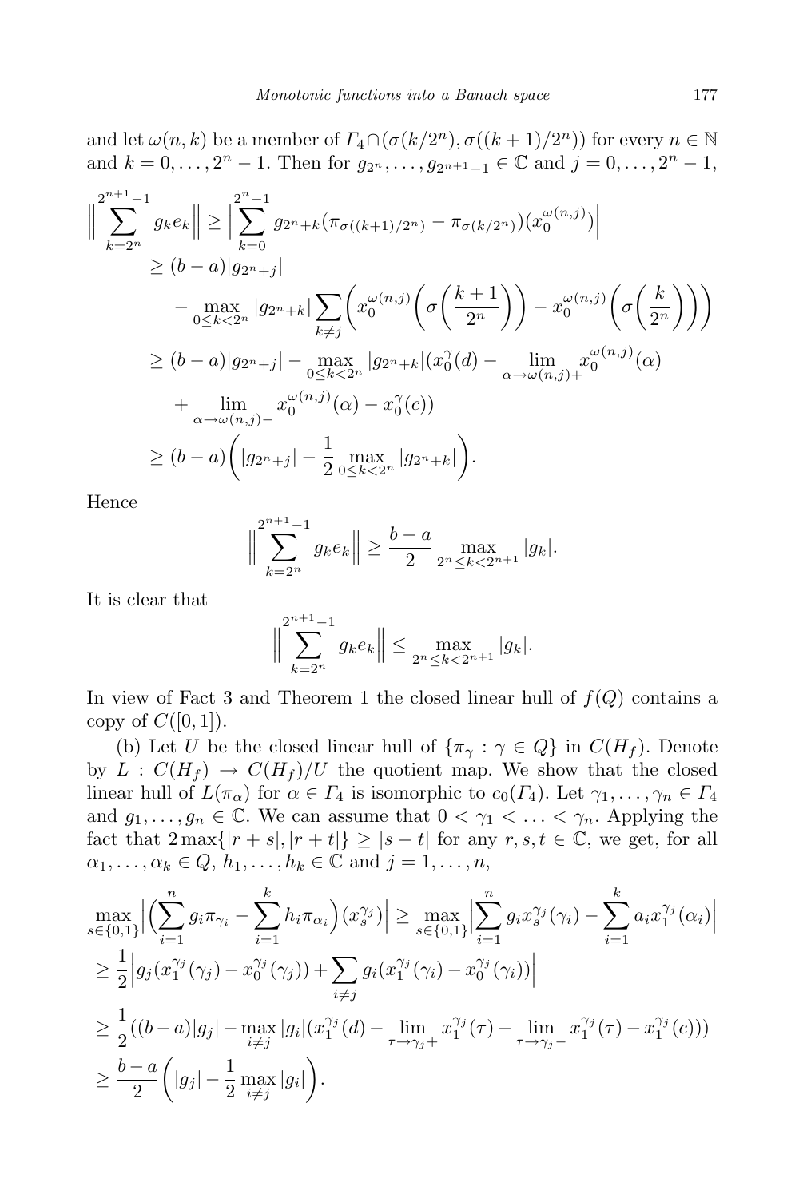and let $\omega(n,k)$ be a member of $\Gamma_4 \cap (\sigma(k/2^n), \sigma((k+1)/2^n))$ for every $n \in \mathbb{N}$ and $k = 0, \ldots, 2^n - 1$. Then for $g_{2^n}, \ldots, g_{2^{n+1}-1} \in \mathbb{C}$ and $j = 0, \ldots, 2^n - 1$,

$$
\begin{aligned}
\Big\| \sum_{k=2^n}^{2^{n+1}-1} g_k e_k \Big\| &\geq \Big| \sum_{k=0}^{2^n-1} g_{2^n+k} (\pi_{\sigma((k+1)/2^n)} - \pi_{\sigma(k/2^n)})(x_0^{\omega(n,j)}) \Big| \\
&\geq (b-a)|g_{2^n+j}| \\
&\quad - \max_{0 \leq k < 2^n} |g_{2^n+k}| \sum_{k \neq j} \bigg( x_0^{\omega(n,j)} \bigg( \sigma\bigg(\frac{k+1}{2^n}\bigg)\bigg) - x_0^{\omega(n,j)} \bigg( \sigma\bigg(\frac{k}{2^n}\bigg)\bigg)\bigg) \\
&\geq (b-a)|g_{2^n+j}| - \max_{0 \leq k < 2^n} |g_{2^n+k}| (x_0^{\gamma}(d) - \lim_{\alpha \to \omega(n,j)+} x_0^{\omega(n,j)}(\alpha) \\
&\quad + \lim_{\alpha \to \omega(n,j)-} x_0^{\omega(n,j)}(\alpha) - x_0^{\gamma}(c)) \\
&\geq (b-a)\bigg( |g_{2^n+j}| - \frac{1}{2} \max_{0 \leq k < 2^n} |g_{2^n+k}| \bigg).
\end{aligned}
$$

Hence

$$
\Big\| \sum_{k=2^n}^{2^{n+1}-1} g_k e_k \Big\| \geq \frac{b-a}{2} \max_{2^n \leq k < 2^{n+1}} |g_k|.
$$

It is clear that

$$
\Big\| \sum_{k=2^n}^{2^{n+1}-1} g_k e_k \Big\| \leq \max_{2^n \leq k < 2^{n+1}} |g_k|.
$$

In view of Fact 3 and Theorem 1 the closed linear hull of $f(Q)$ contains a copy of $C([0,1])$.

(b) Let $U$ be the closed linear hull of $\{\pi_\gamma : \gamma \in Q\}$ in $C(H_f)$. Denote by $L : C(H_f) \to C(H_f)/U$ the quotient map. We show that the closed linear hull of $L(\pi_\alpha)$ for $\alpha \in \Gamma_4$ is isomorphic to $c_0(\Gamma_4)$. Let $\gamma_1, \ldots, \gamma_n \in \Gamma_4$ and $g_1, \ldots, g_n \in \mathbb{C}$. We can assume that $0 < \gamma_1 < \ldots < \gamma_n$. Applying the fact that $2\max\{|r+s|, |r+t|\} \geq |s-t|$ for any $r, s, t \in \mathbb{C}$, we get, for all $\alpha_1, \ldots, \alpha_k \in Q$, $h_1, \ldots, h_k \in \mathbb{C}$ and $j = 1, \ldots, n$,

$$
\begin{aligned}
&\max_{s \in \{0,1\}} \Big| \Big( \sum_{i=1}^n g_i \pi_{\gamma_i} - \sum_{i=1}^k h_i \pi_{\alpha_i} \Big)(x_s^{\gamma_j}) \Big| \geq \max_{s \in \{0,1\}} \Big| \sum_{i=1}^n g_i x_s^{\gamma_j}(\gamma_i) - \sum_{i=1}^k a_i x_1^{\gamma_j}(\alpha_i) \Big| \\
&\geq \frac{1}{2} \Big| g_j (x_1^{\gamma_j}(\gamma_j) - x_0^{\gamma_j}(\gamma_j)) + \sum_{i \neq j} g_i (x_1^{\gamma_j}(\gamma_i) - x_0^{\gamma_j}(\gamma_i)) \Big| \\
&\geq \frac{1}{2} ((b-a)|g_j| - \max_{i \neq j} |g_i| (x_1^{\gamma_j}(d) - \lim_{\tau \to \gamma_j+} x_1^{\gamma_j}(\tau) - \lim_{\tau \to \gamma_j-} x_1^{\gamma_j}(\tau) - x_1^{\gamma_j}(c))) \\
&\geq \frac{b-a}{2} \bigg( |g_j| - \frac{1}{2} \max_{i \neq j} |g_i| \bigg).
\end{aligned}
$$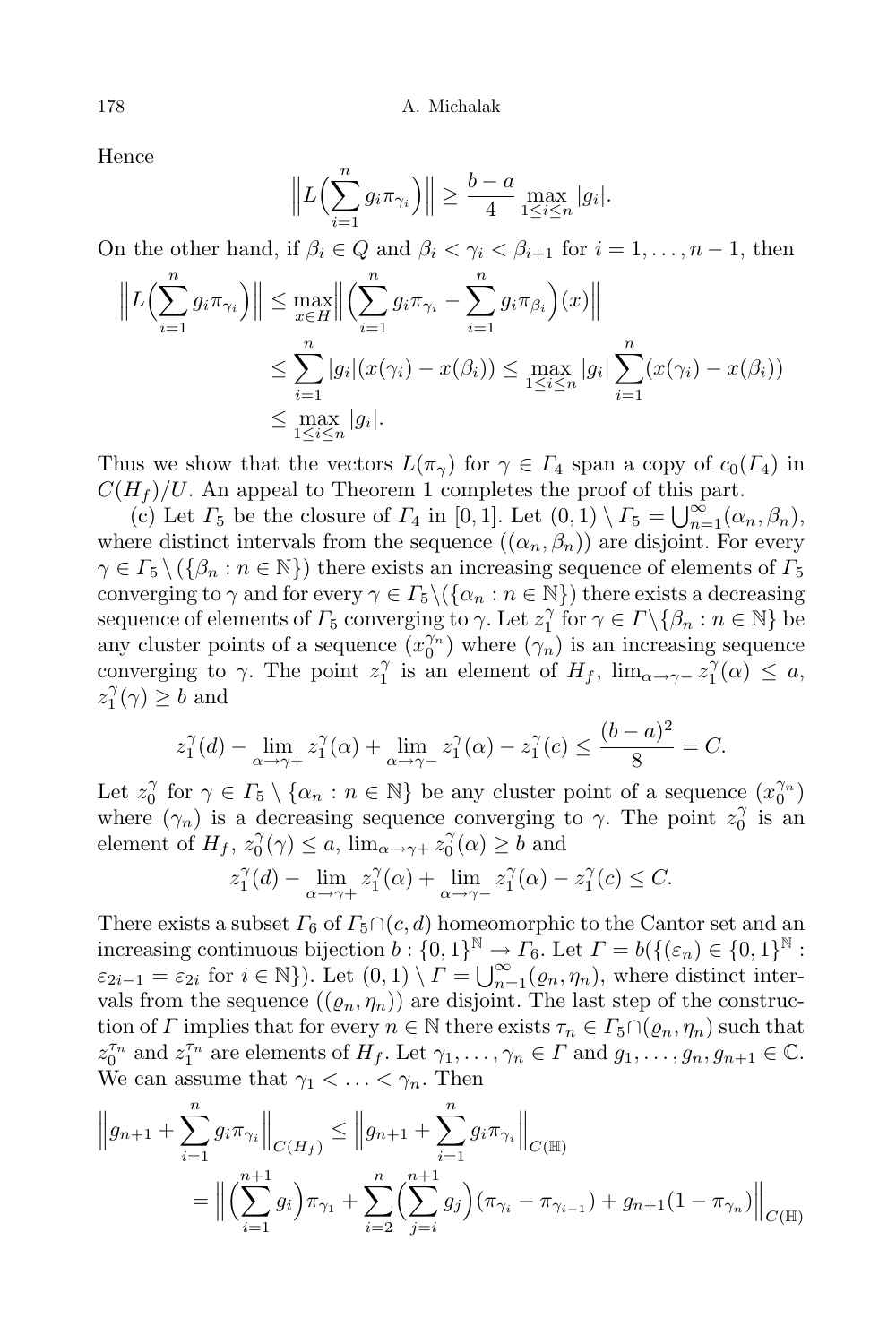Hence

$$\Big\| L\Big(\sum_{i=1}^{n} g_i \pi_{\gamma_i}\Big)\Big\| \geq \frac{b-a}{4} \max_{1\leq i\leq n} |g_i|.$$

On the other hand, if $\beta_i \in Q$ and $\beta_i < \gamma_i < \beta_{i+1}$ for $i = 1, \ldots, n-1$, then

$$\begin{aligned}
\Big\| L\Big(\sum_{i=1}^{n} g_i \pi_{\gamma_i}\Big)\Big\| &\leq \max_{x\in H} \Big\| \Big(\sum_{i=1}^{n} g_i \pi_{\gamma_i} - \sum_{i=1}^{n} g_i \pi_{\beta_i}\Big)(x)\Big\| \\
&\leq \sum_{i=1}^{n} |g_i|(x(\gamma_i) - x(\beta_i)) \leq \max_{1\leq i\leq n} |g_i| \sum_{i=1}^{n} (x(\gamma_i) - x(\beta_i)) \\
&\leq \max_{1\leq i\leq n} |g_i|.
\end{aligned}$$

Thus we show that the vectors $L(\pi_\gamma)$ for $\gamma \in \Gamma_4$ span a copy of $c_0(\Gamma_4)$ in $C(H_f)/U$. An appeal to Theorem 1 completes the proof of this part.

(c) Let $\Gamma_5$ be the closure of $\Gamma_4$ in $[0,1]$. Let $(0,1) \setminus \Gamma_5 = \bigcup_{n=1}^{\infty} (\alpha_n, \beta_n)$, where distinct intervals from the sequence $((\alpha_n, \beta_n))$ are disjoint. For every $\gamma \in \Gamma_5 \setminus (\{\beta_n : n \in \mathbb{N}\})$ there exists an increasing sequence of elements of $\Gamma_5$ converging to $\gamma$ and for every $\gamma \in \Gamma_5 \setminus (\{\alpha_n : n \in \mathbb{N}\})$ there exists a decreasing sequence of elements of $\Gamma_5$ converging to $\gamma$. Let $z_1^\gamma$ for $\gamma \in \Gamma \setminus \{\beta_n : n \in \mathbb{N}\}$ be any cluster points of a sequence $(x_0^{\gamma_n})$ where $(\gamma_n)$ is an increasing sequence converging to $\gamma$. The point $z_1^\gamma$ is an element of $H_f$, $\lim_{\alpha\to\gamma-} z_1^\gamma(\alpha) \leq a$, $z_1^\gamma(\gamma) \geq b$ and

$$z_1^\gamma(d) - \lim_{\alpha\to\gamma+} z_1^\gamma(\alpha) + \lim_{\alpha\to\gamma-} z_1^\gamma(\alpha) - z_1^\gamma(c) \leq \frac{(b-a)^2}{8} = C.$$

Let $z_0^\gamma$ for $\gamma \in \Gamma_5 \setminus \{\alpha_n : n \in \mathbb{N}\}$ be any cluster point of a sequence $(x_0^{\gamma_n})$ where $(\gamma_n)$ is a decreasing sequence converging to $\gamma$. The point $z_0^\gamma$ is an element of $H_f$, $z_0^\gamma(\gamma) \leq a$, $\lim_{\alpha\to\gamma+} z_0^\gamma(\alpha) \geq b$ and

$$z_1^\gamma(d) - \lim_{\alpha\to\gamma+} z_1^\gamma(\alpha) + \lim_{\alpha\to\gamma-} z_1^\gamma(\alpha) - z_1^\gamma(c) \leq C.$$

There exists a subset $\Gamma_6$ of $\Gamma_5 \cap (c,d)$ homeomorphic to the Cantor set and an increasing continuous bijection $b : \{0,1\}^{\mathbb{N}} \to \Gamma_6$. Let $\Gamma = b(\{(\varepsilon_n) \in \{0,1\}^{\mathbb{N}} : \varepsilon_{2i-1} = \varepsilon_{2i} \text{ for } i \in \mathbb{N}\})$. Let $(0,1) \setminus \Gamma = \bigcup_{n=1}^{\infty} (\varrho_n, \eta_n)$, where distinct intervals from the sequence $((\varrho_n, \eta_n))$ are disjoint. The last step of the construction of $\Gamma$ implies that for every $n \in \mathbb{N}$ there exists $\tau_n \in \Gamma_5 \cap (\varrho_n, \eta_n)$ such that $z_0^{\tau_n}$ and $z_1^{\tau_n}$ are elements of $H_f$. Let $\gamma_1, \ldots, \gamma_n \in \Gamma$ and $g_1, \ldots, g_n, g_{n+1} \in \mathbb{C}$. We can assume that $\gamma_1 < \ldots < \gamma_n$. Then

$$\begin{aligned}
\Big\| g_{n+1} + \sum_{i=1}^{n} g_i \pi_{\gamma_i}\Big\|_{C(H_f)} &\leq \Big\| g_{n+1} + \sum_{i=1}^{n} g_i \pi_{\gamma_i}\Big\|_{C(\mathbb{H})} \\
&= \Big\| \Big(\sum_{i=1}^{n+1} g_i\Big)\pi_{\gamma_1} + \sum_{i=2}^{n} \Big(\sum_{j=i}^{n+1} g_j\Big)(\pi_{\gamma_i} - \pi_{\gamma_{i-1}}) + g_{n+1}(1 - \pi_{\gamma_n})\Big\|_{C(\mathbb{H})}
\end{aligned}$$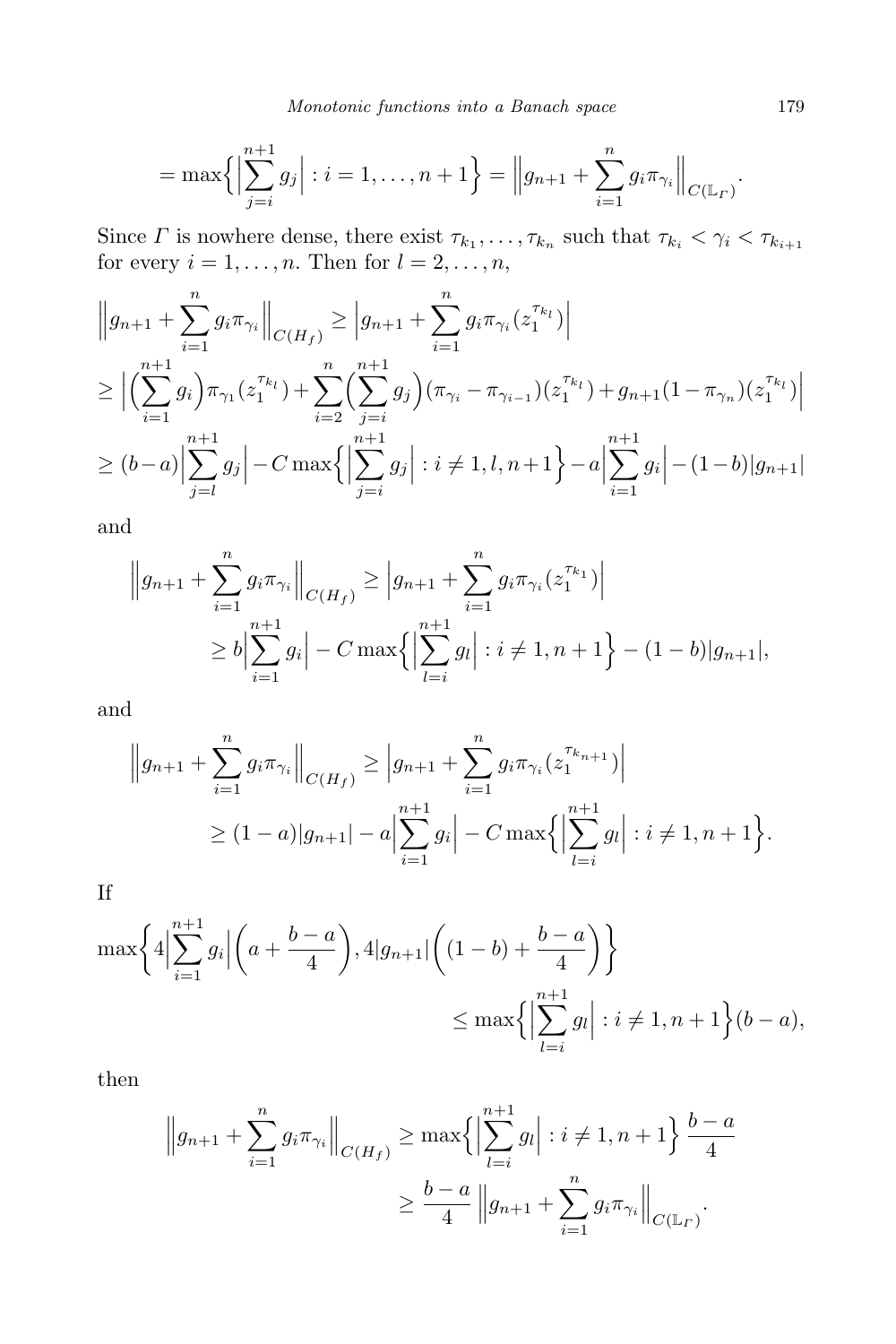$$= \max\Big\{\Big|\sum_{j=i}^{n+1} g_j\Big| : i = 1, \ldots, n+1\Big\} = \Big\|g_{n+1} + \sum_{i=1}^{n} g_i \pi_{\gamma_i}\Big\|_{C(\mathbb{L}_\Gamma)}.$$

Since $\Gamma$ is nowhere dense, there exist $\tau_{k_1}, \ldots, \tau_{k_n}$ such that $\tau_{k_i} < \gamma_i < \tau_{k_{i+1}}$ for every $i = 1, \ldots, n$. Then for $l = 2, \ldots, n$,

$$\begin{aligned}
&\Big\|g_{n+1} + \sum_{i=1}^{n} g_i \pi_{\gamma_i}\Big\|_{C(H_f)} \geq \Big|g_{n+1} + \sum_{i=1}^{n} g_i \pi_{\gamma_i}(z_1^{\tau_{k_l}})\Big| \\
&\geq \Big|\Big(\sum_{i=1}^{n+1} g_i\Big)\pi_{\gamma_1}(z_1^{\tau_{k_l}}) + \sum_{i=2}^{n}\Big(\sum_{j=i}^{n+1} g_j\Big)(\pi_{\gamma_i} - \pi_{\gamma_{i-1}})(z_1^{\tau_{k_l}}) + g_{n+1}(1-\pi_{\gamma_n})(z_1^{\tau_{k_l}})\Big| \\
&\geq (b-a)\Big|\sum_{j=l}^{n+1} g_j\Big| - C\max\Big\{\Big|\sum_{j=i}^{n+1} g_j\Big| : i \neq 1, l, n+1\Big\} - a\Big|\sum_{i=1}^{n+1} g_i\Big| - (1-b)|g_{n+1}|
\end{aligned}$$

and

$$\begin{aligned}
\Big\|g_{n+1} + \sum_{i=1}^{n} g_i \pi_{\gamma_i}\Big\|_{C(H_f)} &\geq \Big|g_{n+1} + \sum_{i=1}^{n} g_i \pi_{\gamma_i}(z_1^{\tau_{k_1}})\Big| \\
&\geq b\Big|\sum_{i=1}^{n+1} g_i\Big| - C\max\Big\{\Big|\sum_{l=i}^{n+1} g_l\Big| : i \neq 1, n+1\Big\} - (1-b)|g_{n+1}|,
\end{aligned}$$

and

$$\begin{aligned}
\Big\|g_{n+1} + \sum_{i=1}^{n} g_i \pi_{\gamma_i}\Big\|_{C(H_f)} &\geq \Big|g_{n+1} + \sum_{i=1}^{n} g_i \pi_{\gamma_i}(z_1^{\tau_{k_{n+1}}})\Big| \\
&\geq (1-a)|g_{n+1}| - a\Big|\sum_{i=1}^{n+1} g_i\Big| - C\max\Big\{\Big|\sum_{l=i}^{n+1} g_l\Big| : i \neq 1, n+1\Big\}.
\end{aligned}$$

If

$$\begin{aligned}
\max\Big\{4\Big|\sum_{i=1}^{n+1} g_i\Big|\Big(a + \frac{b-a}{4}\Big), 4|g_{n+1}|\Big((1-b) + \frac{b-a}{4}\Big)\Big\} \\
\leq \max\Big\{\Big|\sum_{l=i}^{n+1} g_l\Big| : i \neq 1, n+1\Big\}(b-a),
\end{aligned}$$

then

$$\begin{aligned}
\Big\|g_{n+1} + \sum_{i=1}^{n} g_i \pi_{\gamma_i}\Big\|_{C(H_f)} &\geq \max\Big\{\Big|\sum_{l=i}^{n+1} g_l\Big| : i \neq 1, n+1\Big\}\ \frac{b-a}{4} \\
&\geq \frac{b-a}{4}\ \Big\|g_{n+1} + \sum_{i=1}^{n} g_i \pi_{\gamma_i}\Big\|_{C(\mathbb{L}_\Gamma)}.
\end{aligned}$$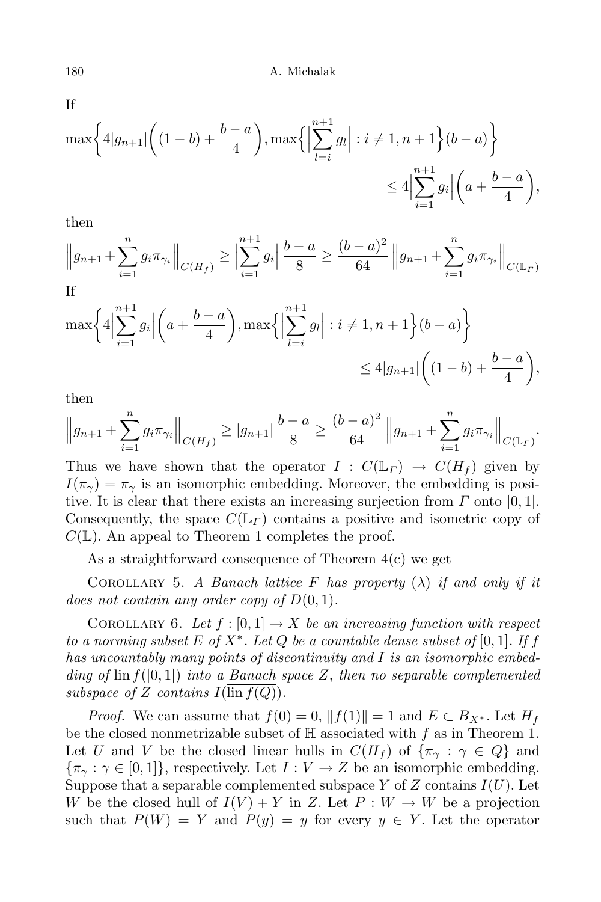If

$$\max\Big\{4|g_{n+1}|\Big((1-b)+\frac{b-a}{4}\Big), \max\Big\{\Big|\sum_{l=i}^{n+1} g_l\Big| : i \neq 1, n+1\Big\}(b-a)\Big\} \le 4\Big|\sum_{i=1}^{n+1} g_i\Big|\Big(a+\frac{b-a}{4}\Big),$$

then

$$\Big\|g_{n+1}+\sum_{i=1}^{n} g_i \pi_{\gamma_i}\Big\|_{C(H_f)} \ge \Big|\sum_{i=1}^{n+1} g_i\Big| \frac{b-a}{8} \ge \frac{(b-a)^2}{64}\Big\|g_{n+1}+\sum_{i=1}^{n} g_i \pi_{\gamma_i}\Big\|_{C(\mathbb{L}_\Gamma)}$$

If

$$\max\Big\{4\Big|\sum_{i=1}^{n+1} g_i\Big|\Big(a+\frac{b-a}{4}\Big), \max\Big\{\Big|\sum_{l=i}^{n+1} g_l\Big| : i \neq 1, n+1\Big\}(b-a)\Big\} \le 4|g_{n+1}|\Big((1-b)+\frac{b-a}{4}\Big),$$

then

$$\Big\|g_{n+1}+\sum_{i=1}^{n} g_i \pi_{\gamma_i}\Big\|_{C(H_f)} \ge |g_{n+1}| \frac{b-a}{8} \ge \frac{(b-a)^2}{64}\Big\|g_{n+1}+\sum_{i=1}^{n} g_i \pi_{\gamma_i}\Big\|_{C(\mathbb{L}_\Gamma)}.$$

Thus we have shown that the operator $I : C(\mathbb{L}_\Gamma) \to C(H_f)$ given by $I(\pi_\gamma) = \pi_\gamma$ is an isomorphic embedding. Moreover, the embedding is positive. It is clear that there exists an increasing surjection from $\Gamma$ onto $[0,1]$. Consequently, the space $C(\mathbb{L}_\Gamma)$ contains a positive and isometric copy of $C(\mathbb{L})$. An appeal to Theorem 1 completes the proof.

As a straightforward consequence of Theorem 4(c) we get

Corollary 5. *A Banach lattice $F$ has property $(\lambda)$ if and only if it does not contain any order copy of $D(0,1)$.*

Corollary 6. *Let $f : [0,1] \to X$ be an increasing function with respect to a norming subset $E$ of $X^*$. Let $Q$ be a countable dense subset of $[0,1]$. If $f$ has uncountably many points of discontinuity and $I$ is an isomorphic embedding of $\overline{\operatorname{lin} f([0,1])}$ into a Banach space $Z$, then no separable complemented subspace of $Z$ contains $I(\overline{\operatorname{lin} f(Q)})$.*

*Proof.* We can assume that $f(0) = 0$, $\|f(1)\| = 1$ and $E \subset B_{X^*}$. Let $H_f$ be the closed nonmetrizable subset of $\mathbb{H}$ associated with $f$ as in Theorem 1. Let $U$ and $V$ be the closed linear hulls in $C(H_f)$ of $\{\pi_\gamma : \gamma \in Q\}$ and $\{\pi_\gamma : \gamma \in [0,1]\}$, respectively. Let $I : V \to Z$ be an isomorphic embedding. Suppose that a separable complemented subspace $Y$ of $Z$ contains $I(U)$. Let $W$ be the closed hull of $I(V) + Y$ in $Z$. Let $P : W \to W$ be a projection such that $P(W) = Y$ and $P(y) = y$ for every $y \in Y$. Let the operator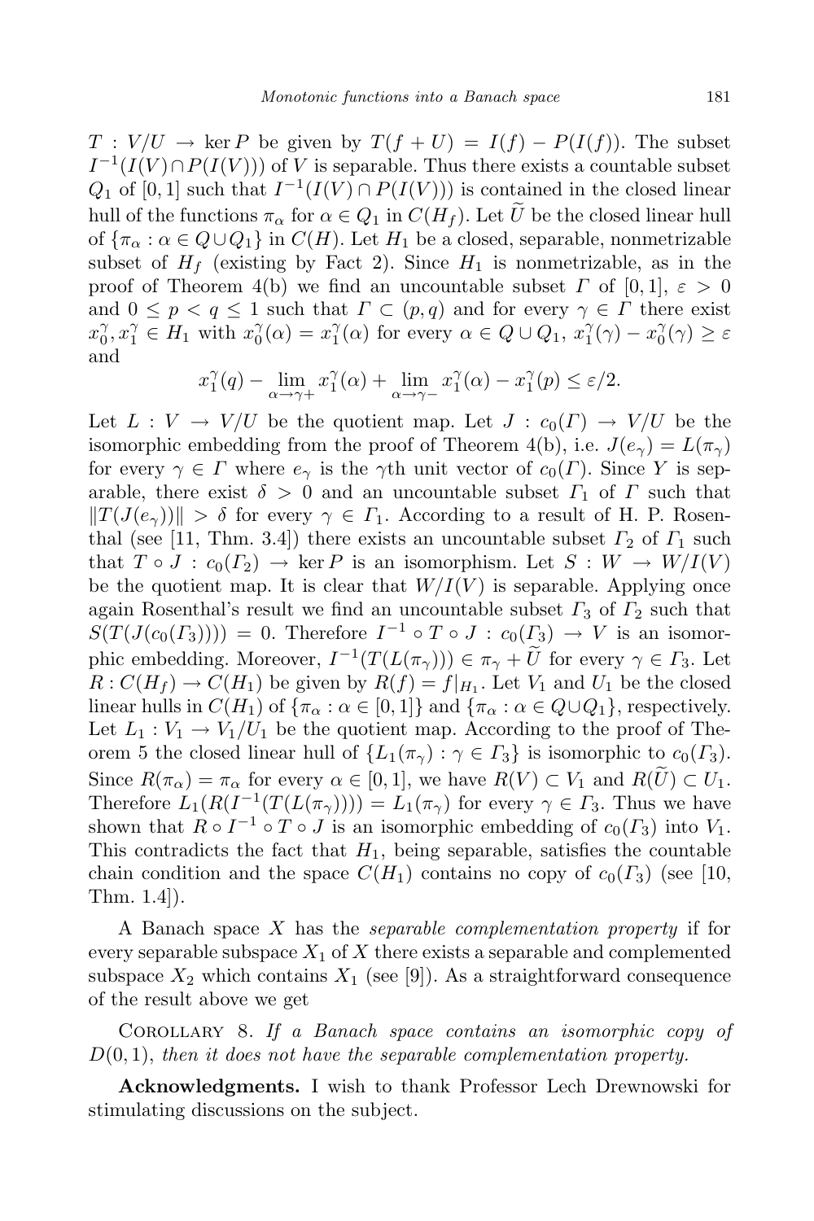$T : V/U \to \ker P$ be given by $T(f + U) = I(f) - P(I(f))$. The subset $I^{-1}(I(V) \cap P(I(V)))$ of $V$ is separable. Thus there exists a countable subset $Q_1$ of $[0,1]$ such that $I^{-1}(I(V) \cap P(I(V)))$ is contained in the closed linear hull of the functions $\pi_\alpha$ for $\alpha \in Q_1$ in $C(H_f)$. Let $\widetilde{U}$ be the closed linear hull of $\{\pi_\alpha : \alpha \in Q \cup Q_1\}$ in $C(H)$. Let $H_1$ be a closed, separable, nonmetrizable subset of $H_f$ (existing by Fact 2). Since $H_1$ is nonmetrizable, as in the proof of Theorem 4(b) we find an uncountable subset $\Gamma$ of $[0,1]$, $\varepsilon > 0$ and $0 \le p < q \le 1$ such that $\Gamma \subset (p,q)$ and for every $\gamma \in \Gamma$ there exist $x_0^\gamma, x_1^\gamma \in H_1$ with $x_0^\gamma(\alpha) = x_1^\gamma(\alpha)$ for every $\alpha \in Q \cup Q_1$, $x_1^\gamma(\gamma) - x_0^\gamma(\gamma) \ge \varepsilon$ and

$$x_1^\gamma(q) - \lim_{\alpha \to \gamma+} x_1^\gamma(\alpha) + \lim_{\alpha \to \gamma-} x_1^\gamma(\alpha) - x_1^\gamma(p) \le \varepsilon/2.$$

Let $L : V \to V/U$ be the quotient map. Let $J : c_0(\Gamma) \to V/U$ be the isomorphic embedding from the proof of Theorem 4(b), i.e. $J(e_\gamma) = L(\pi_\gamma)$ for every $\gamma \in \Gamma$ where $e_\gamma$ is the $\gamma$th unit vector of $c_0(\Gamma)$. Since $Y$ is separable, there exist $\delta > 0$ and an uncountable subset $\Gamma_1$ of $\Gamma$ such that $\|T(J(e_\gamma))\| > \delta$ for every $\gamma \in \Gamma_1$. According to a result of H. P. Rosenthal (see [11, Thm. 3.4]) there exists an uncountable subset $\Gamma_2$ of $\Gamma_1$ such that $T \circ J : c_0(\Gamma_2) \to \ker P$ is an isomorphism. Let $S : W \to W/I(V)$ be the quotient map. It is clear that $W/I(V)$ is separable. Applying once again Rosenthal's result we find an uncountable subset $\Gamma_3$ of $\Gamma_2$ such that $S(T(J(c_0(\Gamma_3)))) = 0$. Therefore $I^{-1} \circ T \circ J : c_0(\Gamma_3) \to V$ is an isomorphic embedding. Moreover, $I^{-1}(T(L(\pi_\gamma))) \in \pi_\gamma + \widetilde{U}$ for every $\gamma \in \Gamma_3$. Let $R : C(H_f) \to C(H_1)$ be given by $R(f) = f|_{H_1}$. Let $V_1$ and $U_1$ be the closed linear hulls in $C(H_1)$ of $\{\pi_\alpha : \alpha \in [0,1]\}$ and $\{\pi_\alpha : \alpha \in Q \cup Q_1\}$, respectively. Let $L_1 : V_1 \to V_1/U_1$ be the quotient map. According to the proof of Theorem 5 the closed linear hull of $\{L_1(\pi_\gamma) : \gamma \in \Gamma_3\}$ is isomorphic to $c_0(\Gamma_3)$. Since $R(\pi_\alpha) = \pi_\alpha$ for every $\alpha \in [0,1]$, we have $R(V) \subset V_1$ and $R(\widetilde{U}) \subset U_1$. Therefore $L_1(R(I^{-1}(T(L(\pi_\gamma))))) = L_1(\pi_\gamma)$ for every $\gamma \in \Gamma_3$. Thus we have shown that $R \circ I^{-1} \circ T \circ J$ is an isomorphic embedding of $c_0(\Gamma_3)$ into $V_1$. This contradicts the fact that $H_1$, being separable, satisfies the countable chain condition and the space $C(H_1)$ contains no copy of $c_0(\Gamma_3)$ (see [10, Thm. 1.4]).

A Banach space $X$ has the *separable complementation property* if for every separable subspace $X_1$ of $X$ there exists a separable and complemented subspace $X_2$ which contains $X_1$ (see [9]). As a straightforward consequence of the result above we get

Corollary 8. *If a Banach space contains an isomorphic copy of $D(0,1)$, then it does not have the separable complementation property.*

**Acknowledgments.** I wish to thank Professor Lech Drewnowski for stimulating discussions on the subject.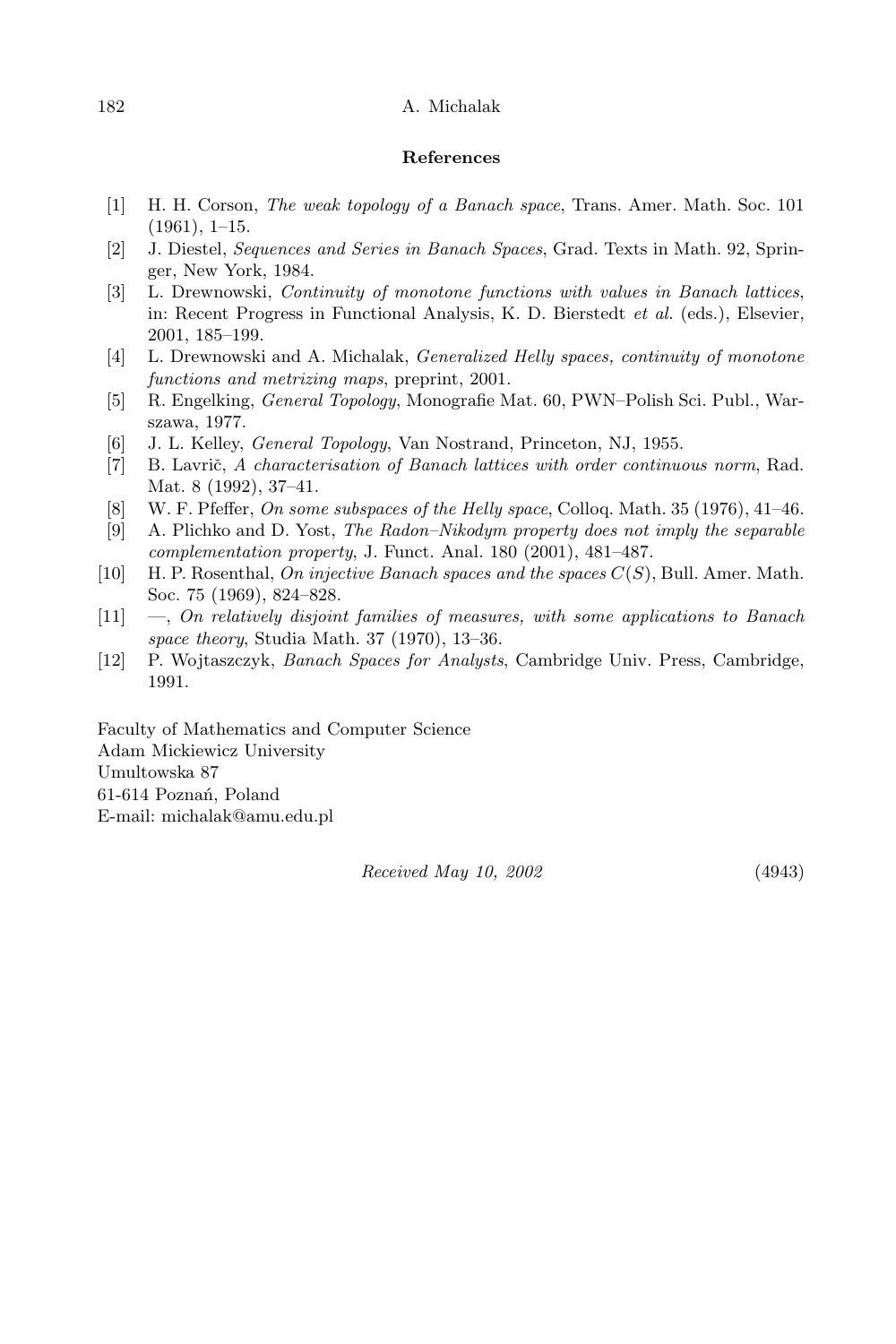## References

[1] H. H. Corson, *The weak topology of a Banach space*, Trans. Amer. Math. Soc. 101 (1961), 1–15.

[2] J. Diestel, *Sequences and Series in Banach Spaces*, Grad. Texts in Math. 92, Springer, New York, 1984.

[3] L. Drewnowski, *Continuity of monotone functions with values in Banach lattices*, in: Recent Progress in Functional Analysis, K. D. Bierstedt *et al.* (eds.), Elsevier, 2001, 185–199.

[4] L. Drewnowski and A. Michalak, *Generalized Helly spaces, continuity of monotone functions and metrizing maps*, preprint, 2001.

[5] R. Engelking, *General Topology*, Monografie Mat. 60, PWN–Polish Sci. Publ., Warszawa, 1977.

[6] J. L. Kelley, *General Topology*, Van Nostrand, Princeton, NJ, 1955.

[7] B. Lavrič, *A characterisation of Banach lattices with order continuous norm*, Rad. Mat. 8 (1992), 37–41.

[8] W. F. Pfeffer, *On some subspaces of the Helly space*, Colloq. Math. 35 (1976), 41–46.

[9] A. Plichko and D. Yost, *The Radon–Nikodym property does not imply the separable complementation property*, J. Funct. Anal. 180 (2001), 481–487.

[10] H. P. Rosenthal, *On injective Banach spaces and the spaces $C(S)$*, Bull. Amer. Math. Soc. 75 (1969), 824–828.

[11] —, *On relatively disjoint families of measures, with some applications to Banach space theory*, Studia Math. 37 (1970), 13–36.

[12] P. Wojtaszczyk, *Banach Spaces for Analysts*, Cambridge Univ. Press, Cambridge, 1991.

Faculty of Mathematics and Computer Science
Adam Mickiewicz University
Umultowska 87
61-614 Poznań, Poland
E-mail: michalak@amu.edu.pl

*Received May 10, 2002* (4943)